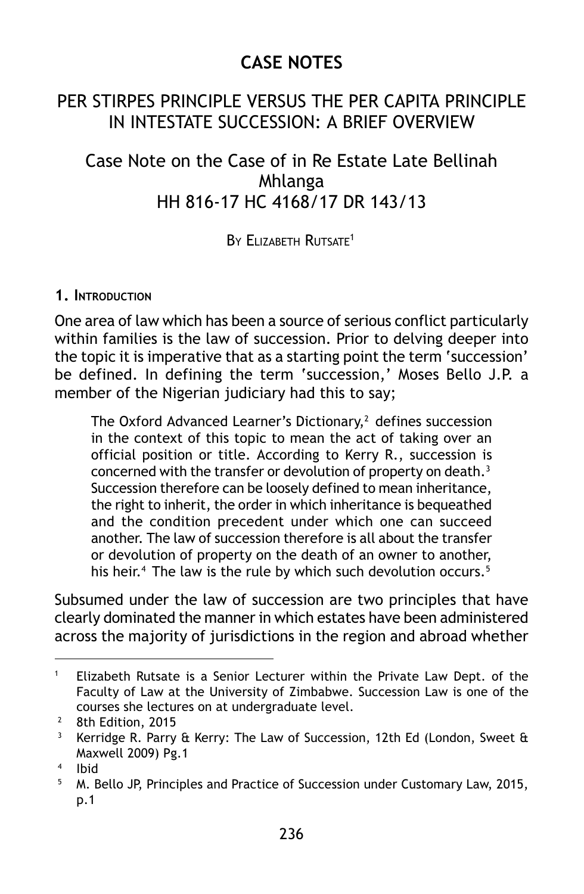# CASE NOTES

## PER STIRPES PRINCIPLE VERSUS THE PER CAPITA PRINCIPLE IN INTESTATE SUCCESSION: A BRIEF OVERVIEW

### Case Note on the Case of in Re Estate Late Bellinah Mhlanga HH 816-17 HC 4168/17 DR 143/13

By Elizabeth Rutsate[1]

### 1. Introduction

One area of law which has been a source of serious conflict particularly within families is the law of succession. Prior to delving deeper into the topic it is imperative that as a starting point the term 'succession' be defined. In defining the term 'succession,' Moses Bello J.P. a member of the Nigerian judiciary had this to say;

> The Oxford Advanced Learner's Dictionary,[2] defines succession in the context of this topic to mean the act of taking over an official position or title. According to Kerry R., succession is concerned with the transfer or devolution of property on death.[3] Succession therefore can be loosely defined to mean inheritance, the right to inherit, the order in which inheritance is bequeathed and the condition precedent under which one can succeed another. The law of succession therefore is all about the transfer or devolution of property on the death of an owner to another, his heir.[4] The law is the rule by which such devolution occurs.[5]

Subsumed under the law of succession are two principles that have clearly dominated the manner in which estates have been administered across the majority of jurisdictions in the region and abroad whether

---

[1] Elizabeth Rutsate is a Senior Lecturer within the Private Law Dept. of the Faculty of Law at the University of Zimbabwe. Succession Law is one of the courses she lectures on at undergraduate level.

[2] 8th Edition, 2015

[3] Kerridge R. Parry & Kerry: The Law of Succession, 12th Ed (London, Sweet & Maxwell 2009) Pg.1

[4] Ibid

[5] M. Bello JP, Principles and Practice of Succession under Customary Law, 2015, p.1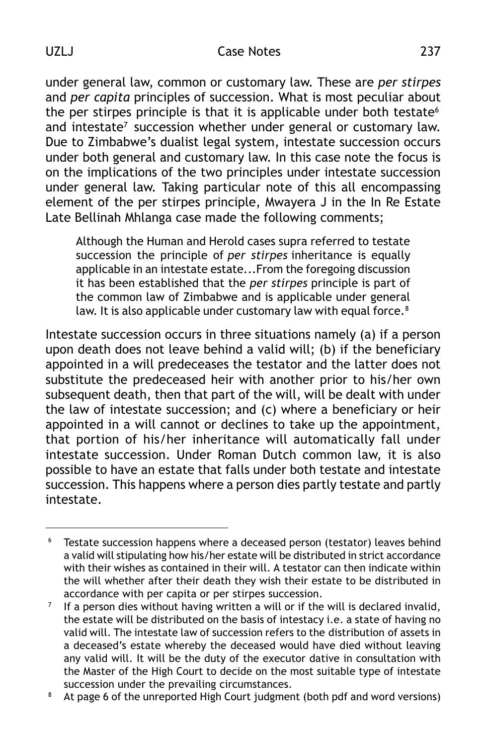under general law, common or customary law. These are *per stirpes* and *per capita* principles of succession. What is most peculiar about the per stirpes principle is that it is applicable under both testate[6] and intestate[7] succession whether under general or customary law. Due to Zimbabwe's dualist legal system, intestate succession occurs under both general and customary law. In this case note the focus is on the implications of the two principles under intestate succession under general law. Taking particular note of this all encompassing element of the per stirpes principle, Mwayera J in the In Re Estate Late Bellinah Mhlanga case made the following comments;

> Although the Human and Herold cases supra referred to testate succession the principle of *per stirpes* inheritance is equally applicable in an intestate estate...From the foregoing discussion it has been established that the *per stirpes* principle is part of the common law of Zimbabwe and is applicable under general law. It is also applicable under customary law with equal force.[8]

Intestate succession occurs in three situations namely (a) if a person upon death does not leave behind a valid will; (b) if the beneficiary appointed in a will predeceases the testator and the latter does not substitute the predeceased heir with another prior to his/her own subsequent death, then that part of the will, will be dealt with under the law of intestate succession; and (c) where a beneficiary or heir appointed in a will cannot or declines to take up the appointment, that portion of his/her inheritance will automatically fall under intestate succession. Under Roman Dutch common law, it is also possible to have an estate that falls under both testate and intestate succession. This happens where a person dies partly testate and partly intestate.

---

[6] Testate succession happens where a deceased person (testator) leaves behind a valid will stipulating how his/her estate will be distributed in strict accordance with their wishes as contained in their will. A testator can then indicate within the will whether after their death they wish their estate to be distributed in accordance with per capita or per stirpes succession.

[7] If a person dies without having written a will or if the will is declared invalid, the estate will be distributed on the basis of intestacy i.e. a state of having no valid will. The intestate law of succession refers to the distribution of assets in a deceased's estate whereby the deceased would have died without leaving any valid will. It will be the duty of the executor dative in consultation with the Master of the High Court to decide on the most suitable type of intestate succession under the prevailing circumstances.

[8] At page 6 of the unreported High Court judgment (both pdf and word versions)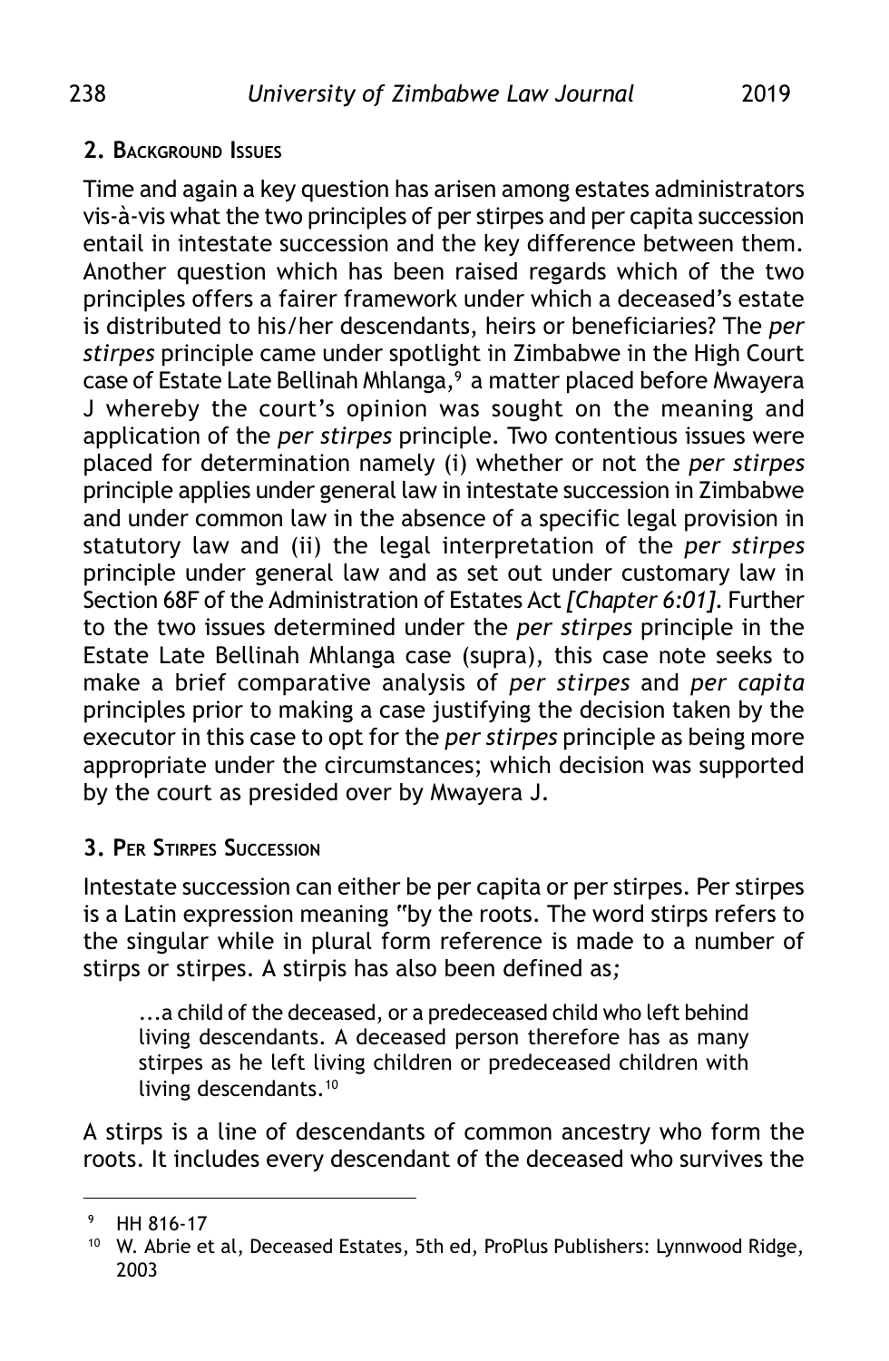## 2. Background Issues

Time and again a key question has arisen among estates administrators vis-à-vis what the two principles of per stirpes and per capita succession entail in intestate succession and the key difference between them. Another question which has been raised regards which of the two principles offers a fairer framework under which a deceased's estate is distributed to his/her descendants, heirs or beneficiaries? The *per stirpes* principle came under spotlight in Zimbabwe in the High Court case of Estate Late Bellinah Mhlanga,[9] a matter placed before Mwayera J whereby the court's opinion was sought on the meaning and application of the *per stirpes* principle. Two contentious issues were placed for determination namely (i) whether or not the *per stirpes* principle applies under general law in intestate succession in Zimbabwe and under common law in the absence of a specific legal provision in statutory law and (ii) the legal interpretation of the *per stirpes* principle under general law and as set out under customary law in Section 68F of the Administration of Estates Act *[Chapter 6:01]*. Further to the two issues determined under the *per stirpes* principle in the Estate Late Bellinah Mhlanga case (supra), this case note seeks to make a brief comparative analysis of *per stirpes* and *per capita* principles prior to making a case justifying the decision taken by the executor in this case to opt for the *per stirpes* principle as being more appropriate under the circumstances; which decision was supported by the court as presided over by Mwayera J.

## 3. Per Stirpes Succession

Intestate succession can either be per capita or per stirpes. Per stirpes is a Latin expression meaning "by the roots. The word stirps refers to the singular while in plural form reference is made to a number of stirps or stirpes. A stirpis has also been defined as;

> ...a child of the deceased, or a predeceased child who left behind living descendants. A deceased person therefore has as many stirpes as he left living children or predeceased children with living descendants.[10]

A stirps is a line of descendants of common ancestry who form the roots. It includes every descendant of the deceased who survives the

---

[9] HH 816-17

[10] W. Abrie et al, Deceased Estates, 5th ed, ProPlus Publishers: Lynnwood Ridge, 2003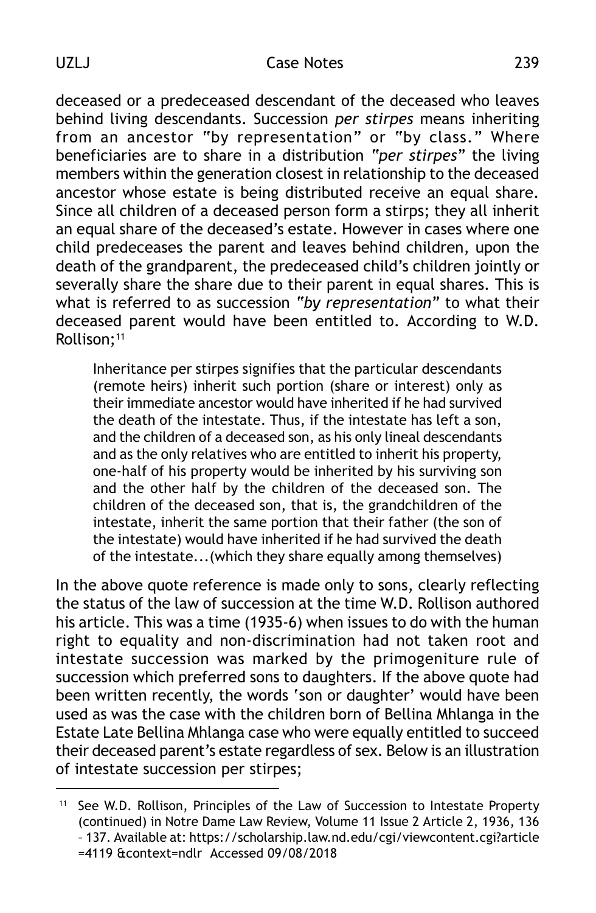deceased or a predeceased descendant of the deceased who leaves behind living descendants. Succession *per stirpes* means inheriting from an ancestor "by representation" or "by class." Where beneficiaries are to share in a distribution *"per stirpes"* the living members within the generation closest in relationship to the deceased ancestor whose estate is being distributed receive an equal share. Since all children of a deceased person form a stirps; they all inherit an equal share of the deceased's estate. However in cases where one child predeceases the parent and leaves behind children, upon the death of the grandparent, the predeceased child's children jointly or severally share the share due to their parent in equal shares. This is what is referred to as succession *"by representation"* to what their deceased parent would have been entitled to. According to W.D. Rollison;[11]

> Inheritance per stirpes signifies that the particular descendants (remote heirs) inherit such portion (share or interest) only as their immediate ancestor would have inherited if he had survived the death of the intestate. Thus, if the intestate has left a son, and the children of a deceased son, as his only lineal descendants and as the only relatives who are entitled to inherit his property, one-half of his property would be inherited by his surviving son and the other half by the children of the deceased son. The children of the deceased son, that is, the grandchildren of the intestate, inherit the same portion that their father (the son of the intestate) would have inherited if he had survived the death of the intestate...(which they share equally among themselves)

In the above quote reference is made only to sons, clearly reflecting the status of the law of succession at the time W.D. Rollison authored his article. This was a time (1935-6) when issues to do with the human right to equality and non-discrimination had not taken root and intestate succession was marked by the primogeniture rule of succession which preferred sons to daughters. If the above quote had been written recently, the words 'son or daughter' would have been used as was the case with the children born of Bellina Mhlanga in the Estate Late Bellina Mhlanga case who were equally entitled to succeed their deceased parent's estate regardless of sex. Below is an illustration of intestate succession per stirpes;

---

[11] See W.D. Rollison, Principles of the Law of Succession to Intestate Property (continued) in Notre Dame Law Review, Volume 11 Issue 2 Article 2, 1936, 136 – 137. Available at: https://scholarship.law.nd.edu/cgi/viewcontent.cgi?article=4119 &context=ndlr Accessed 09/08/2018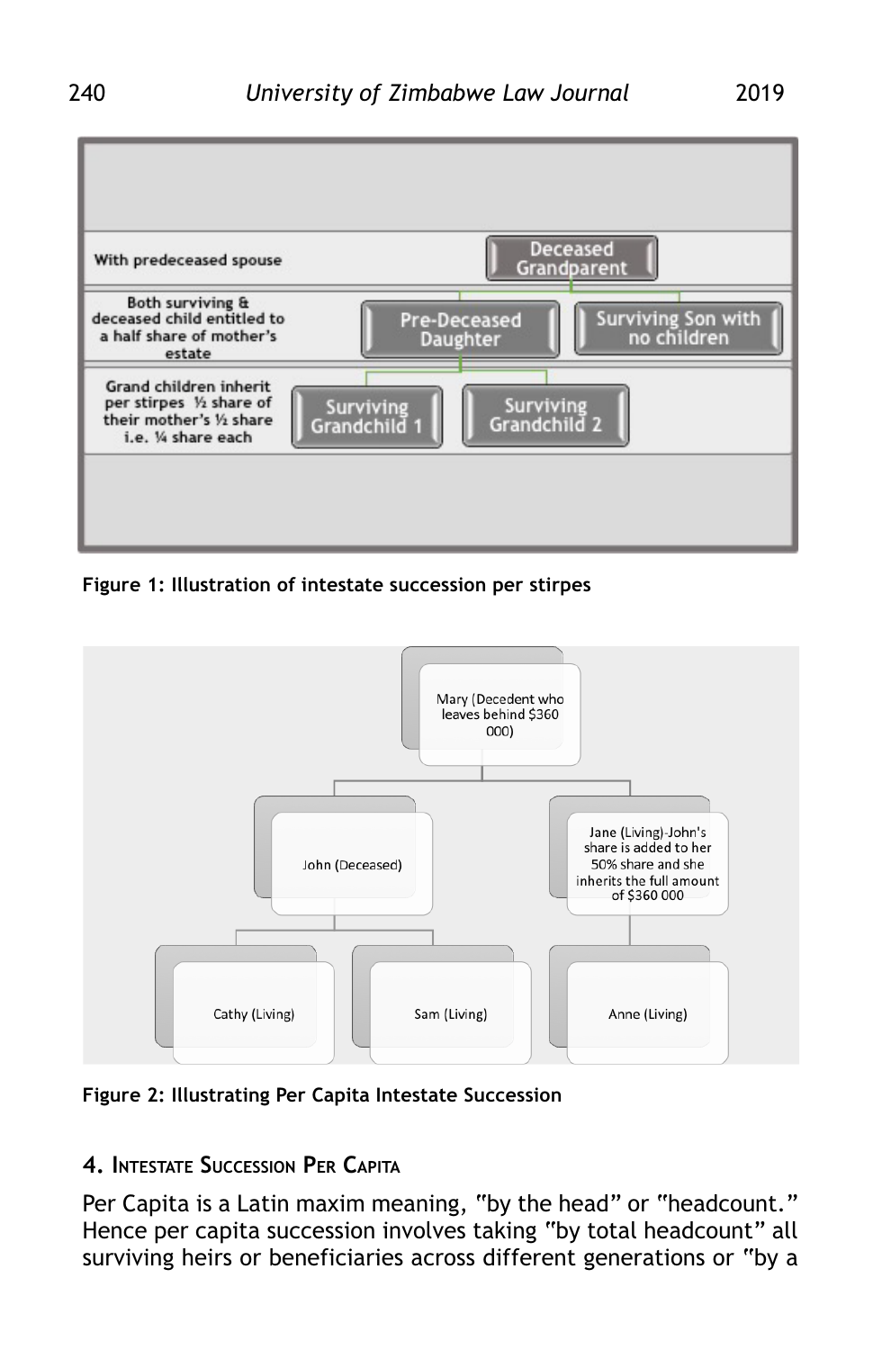With predeceased spouse — Deceased Grandparent

Both surviving & deceased child entitled to a half share of mother's estate — Pre-Deceased Daughter; Surviving Son with no children

Grand children inherit per stirpes ½ share of their mother's ½ share i.e. ¼ share each — Surviving Grandchild 1; Surviving Grandchild 2

**Figure 1: Illustration of intestate succession per stirpes**

Mary (Decedent who leaves behind $360 000)

John (Deceased)

Jane (Living)-John's share is added to her 50% share and she inherits the full amount of $360 000

Cathy (Living)

Sam (Living)

Anne (Living)

**Figure 2: Illustrating Per Capita Intestate Succession**

## 4. Intestate Succession Per Capita

Per Capita is a Latin maxim meaning, "by the head" or "headcount." Hence per capita succession involves taking "by total headcount" all surviving heirs or beneficiaries across different generations or "by a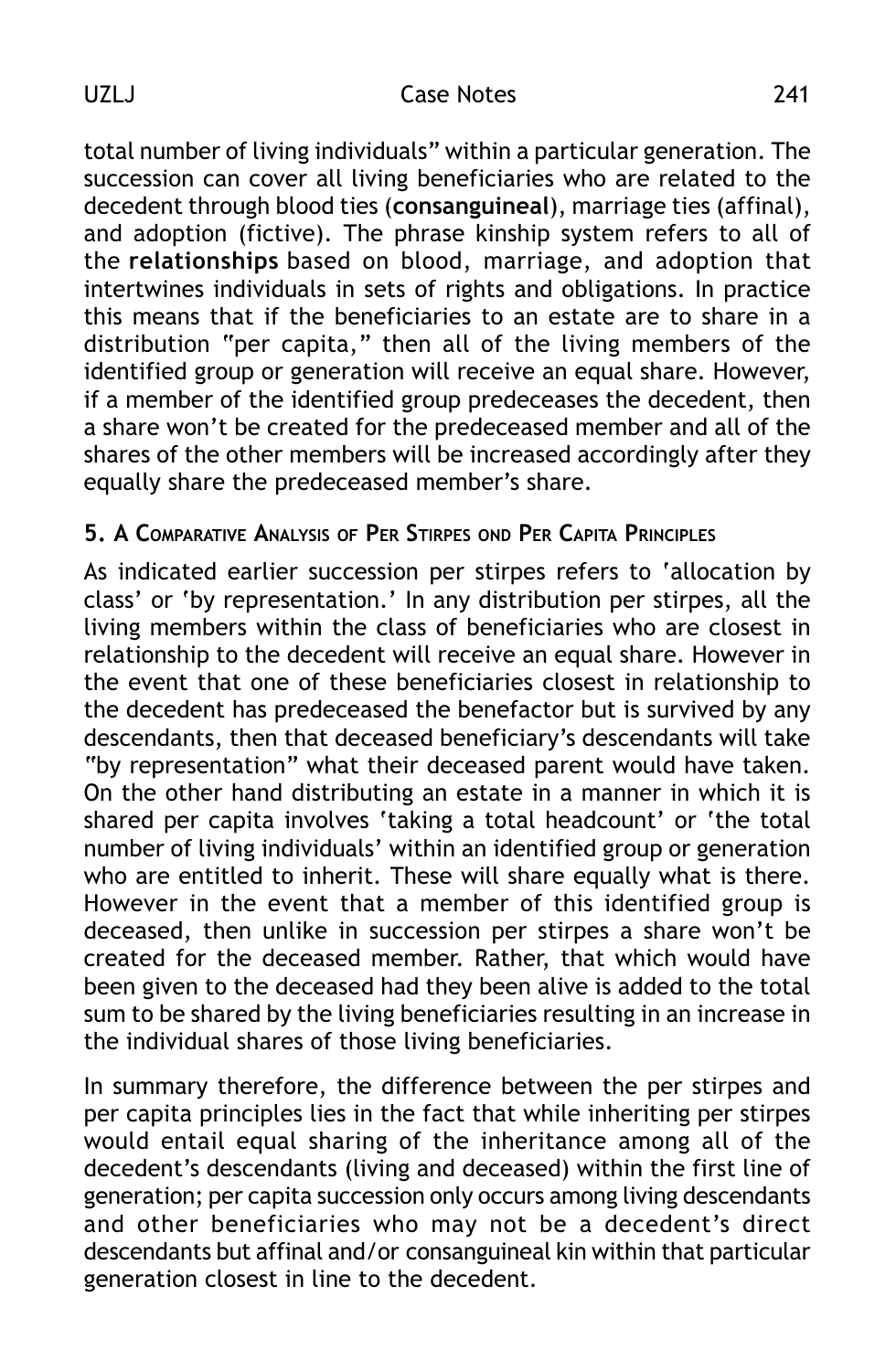total number of living individuals" within a particular generation. The succession can cover all living beneficiaries who are related to the decedent through blood ties (**consanguineal**), marriage ties (affinal), and adoption (fictive). The phrase kinship system refers to all of the **relationships** based on blood, marriage, and adoption that intertwines individuals in sets of rights and obligations. In practice this means that if the beneficiaries to an estate are to share in a distribution "per capita," then all of the living members of the identified group or generation will receive an equal share. However, if a member of the identified group predeceases the decedent, then a share won't be created for the predeceased member and all of the shares of the other members will be increased accordingly after they equally share the predeceased member's share.

### 5. A Comparative Analysis of Per Stirpes ond Per Capita Principles

As indicated earlier succession per stirpes refers to 'allocation by class' or 'by representation.' In any distribution per stirpes, all the living members within the class of beneficiaries who are closest in relationship to the decedent will receive an equal share. However in the event that one of these beneficiaries closest in relationship to the decedent has predeceased the benefactor but is survived by any descendants, then that deceased beneficiary's descendants will take "by representation" what their deceased parent would have taken. On the other hand distributing an estate in a manner in which it is shared per capita involves 'taking a total headcount' or 'the total number of living individuals' within an identified group or generation who are entitled to inherit. These will share equally what is there. However in the event that a member of this identified group is deceased, then unlike in succession per stirpes a share won't be created for the deceased member. Rather, that which would have been given to the deceased had they been alive is added to the total sum to be shared by the living beneficiaries resulting in an increase in the individual shares of those living beneficiaries.

In summary therefore, the difference between the per stirpes and per capita principles lies in the fact that while inheriting per stirpes would entail equal sharing of the inheritance among all of the decedent's descendants (living and deceased) within the first line of generation; per capita succession only occurs among living descendants and other beneficiaries who may not be a decedent's direct descendants but affinal and/or consanguineal kin within that particular generation closest in line to the decedent.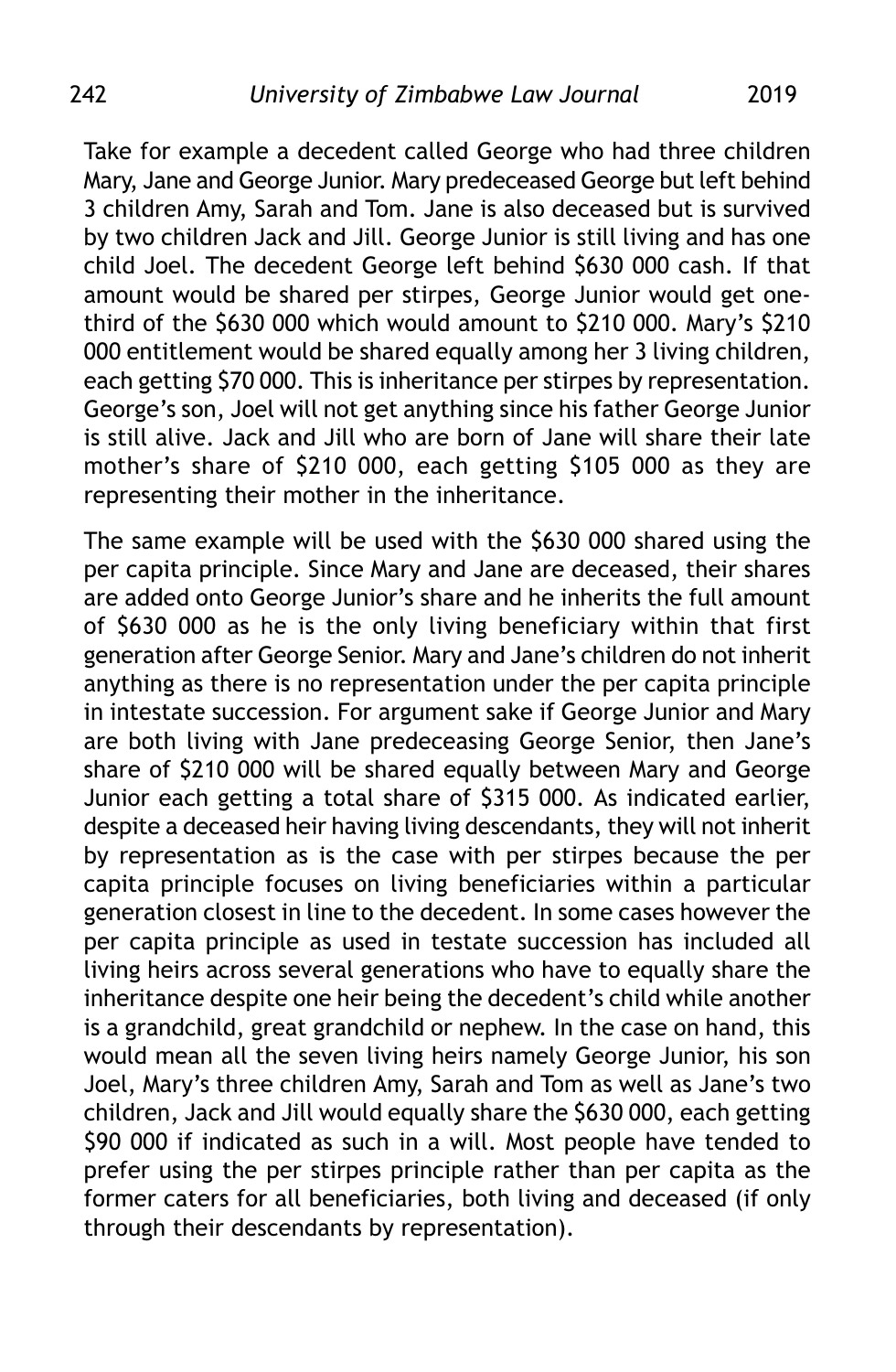Take for example a decedent called George who had three children Mary, Jane and George Junior. Mary predeceased George but left behind 3 children Amy, Sarah and Tom. Jane is also deceased but is survived by two children Jack and Jill. George Junior is still living and has one child Joel. The decedent George left behind $630 000 cash. If that amount would be shared per stirpes, George Junior would get one-third of the $630 000 which would amount to $210 000. Mary's $210 000 entitlement would be shared equally among her 3 living children, each getting $70 000. This is inheritance per stirpes by representation. George's son, Joel will not get anything since his father George Junior is still alive. Jack and Jill who are born of Jane will share their late mother's share of $210 000, each getting $105 000 as they are representing their mother in the inheritance.

The same example will be used with the $630 000 shared using the per capita principle. Since Mary and Jane are deceased, their shares are added onto George Junior's share and he inherits the full amount of $630 000 as he is the only living beneficiary within that first generation after George Senior. Mary and Jane's children do not inherit anything as there is no representation under the per capita principle in intestate succession. For argument sake if George Junior and Mary are both living with Jane predeceasing George Senior, then Jane's share of $210 000 will be shared equally between Mary and George Junior each getting a total share of $315 000. As indicated earlier, despite a deceased heir having living descendants, they will not inherit by representation as is the case with per stirpes because the per capita principle focuses on living beneficiaries within a particular generation closest in line to the decedent. In some cases however the per capita principle as used in testate succession has included all living heirs across several generations who have to equally share the inheritance despite one heir being the decedent's child while another is a grandchild, great grandchild or nephew. In the case on hand, this would mean all the seven living heirs namely George Junior, his son Joel, Mary's three children Amy, Sarah and Tom as well as Jane's two children, Jack and Jill would equally share the $630 000, each getting $90 000 if indicated as such in a will. Most people have tended to prefer using the per stirpes principle rather than per capita as the former caters for all beneficiaries, both living and deceased (if only through their descendants by representation).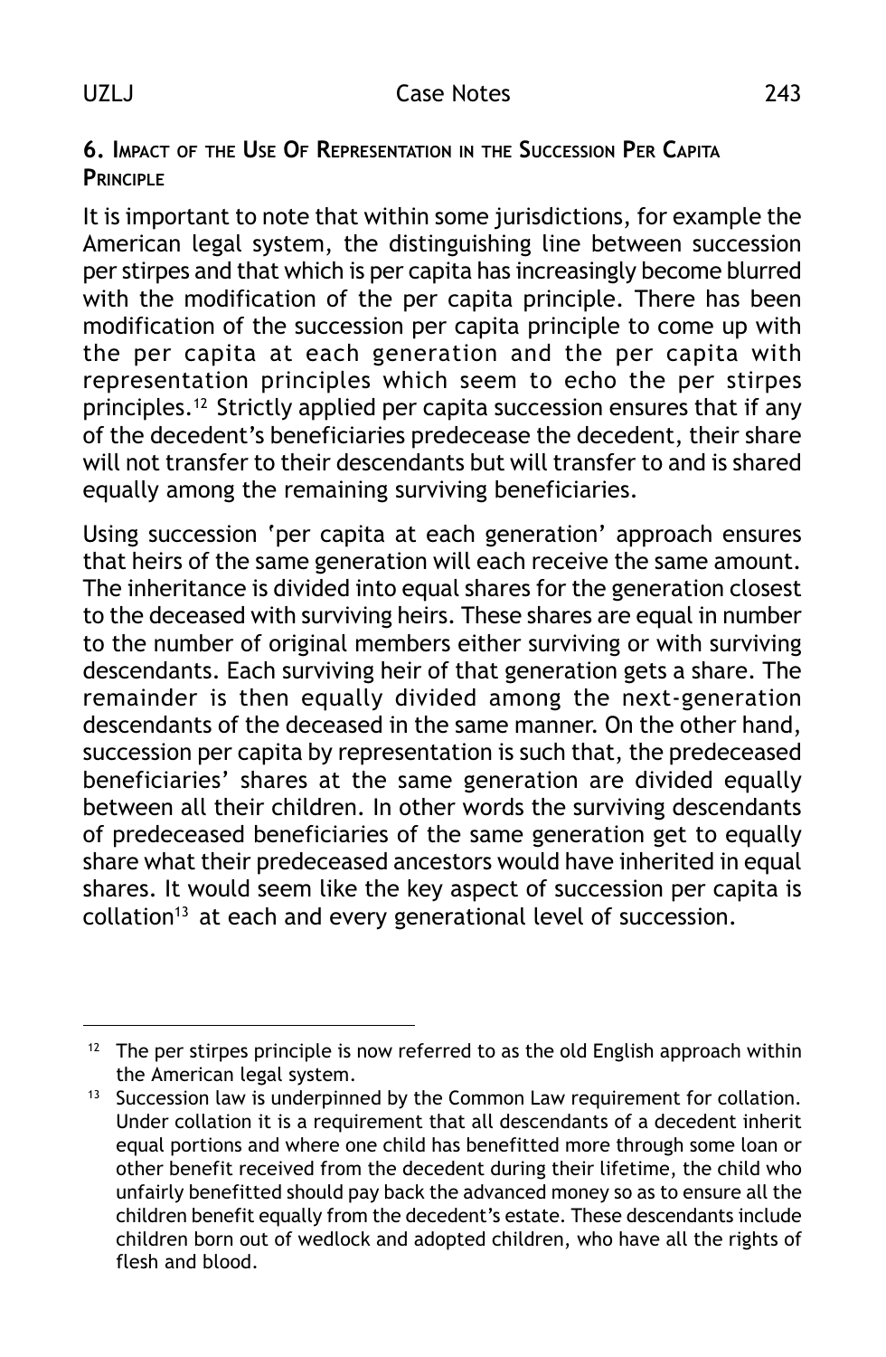### 6. Impact of the Use Of Representation in the Succession Per Capita Principle

It is important to note that within some jurisdictions, for example the American legal system, the distinguishing line between succession per stirpes and that which is per capita has increasingly become blurred with the modification of the per capita principle. There has been modification of the succession per capita principle to come up with the per capita at each generation and the per capita with representation principles which seem to echo the per stirpes principles.[12] Strictly applied per capita succession ensures that if any of the decedent's beneficiaries predecease the decedent, their share will not transfer to their descendants but will transfer to and is shared equally among the remaining surviving beneficiaries.

Using succession 'per capita at each generation' approach ensures that heirs of the same generation will each receive the same amount. The inheritance is divided into equal shares for the generation closest to the deceased with surviving heirs. These shares are equal in number to the number of original members either surviving or with surviving descendants. Each surviving heir of that generation gets a share. The remainder is then equally divided among the next-generation descendants of the deceased in the same manner. On the other hand, succession per capita by representation is such that, the predeceased beneficiaries' shares at the same generation are divided equally between all their children. In other words the surviving descendants of predeceased beneficiaries of the same generation get to equally share what their predeceased ancestors would have inherited in equal shares. It would seem like the key aspect of succession per capita is collation[13] at each and every generational level of succession.

---

[12] The per stirpes principle is now referred to as the old English approach within the American legal system.

[13] Succession law is underpinned by the Common Law requirement for collation. Under collation it is a requirement that all descendants of a decedent inherit equal portions and where one child has benefitted more through some loan or other benefit received from the decedent during their lifetime, the child who unfairly benefitted should pay back the advanced money so as to ensure all the children benefit equally from the decedent's estate. These descendants include children born out of wedlock and adopted children, who have all the rights of flesh and blood.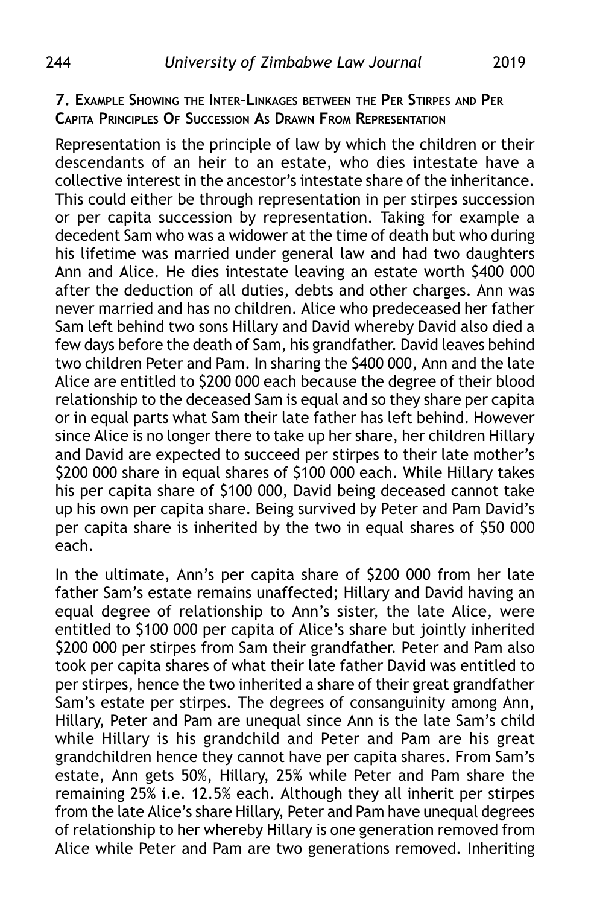### 7. Example Showing the Inter-Linkages between the Per Stirpes and Per Capita Principles Of Succession As Drawn From Representation

Representation is the principle of law by which the children or their descendants of an heir to an estate, who dies intestate have a collective interest in the ancestor's intestate share of the inheritance. This could either be through representation in per stirpes succession or per capita succession by representation. Taking for example a decedent Sam who was a widower at the time of death but who during his lifetime was married under general law and had two daughters Ann and Alice. He dies intestate leaving an estate worth $400 000 after the deduction of all duties, debts and other charges. Ann was never married and has no children. Alice who predeceased her father Sam left behind two sons Hillary and David whereby David also died a few days before the death of Sam, his grandfather. David leaves behind two children Peter and Pam. In sharing the $400 000, Ann and the late Alice are entitled to $200 000 each because the degree of their blood relationship to the deceased Sam is equal and so they share per capita or in equal parts what Sam their late father has left behind. However since Alice is no longer there to take up her share, her children Hillary and David are expected to succeed per stirpes to their late mother's $200 000 share in equal shares of $100 000 each. While Hillary takes his per capita share of $100 000, David being deceased cannot take up his own per capita share. Being survived by Peter and Pam David's per capita share is inherited by the two in equal shares of $50 000 each.

In the ultimate, Ann's per capita share of $200 000 from her late father Sam's estate remains unaffected; Hillary and David having an equal degree of relationship to Ann's sister, the late Alice, were entitled to $100 000 per capita of Alice's share but jointly inherited $200 000 per stirpes from Sam their grandfather. Peter and Pam also took per capita shares of what their late father David was entitled to per stirpes, hence the two inherited a share of their great grandfather Sam's estate per stirpes. The degrees of consanguinity among Ann, Hillary, Peter and Pam are unequal since Ann is the late Sam's child while Hillary is his grandchild and Peter and Pam are his great grandchildren hence they cannot have per capita shares. From Sam's estate, Ann gets 50%, Hillary, 25% while Peter and Pam share the remaining 25% i.e. 12.5% each. Although they all inherit per stirpes from the late Alice's share Hillary, Peter and Pam have unequal degrees of relationship to her whereby Hillary is one generation removed from Alice while Peter and Pam are two generations removed. Inheriting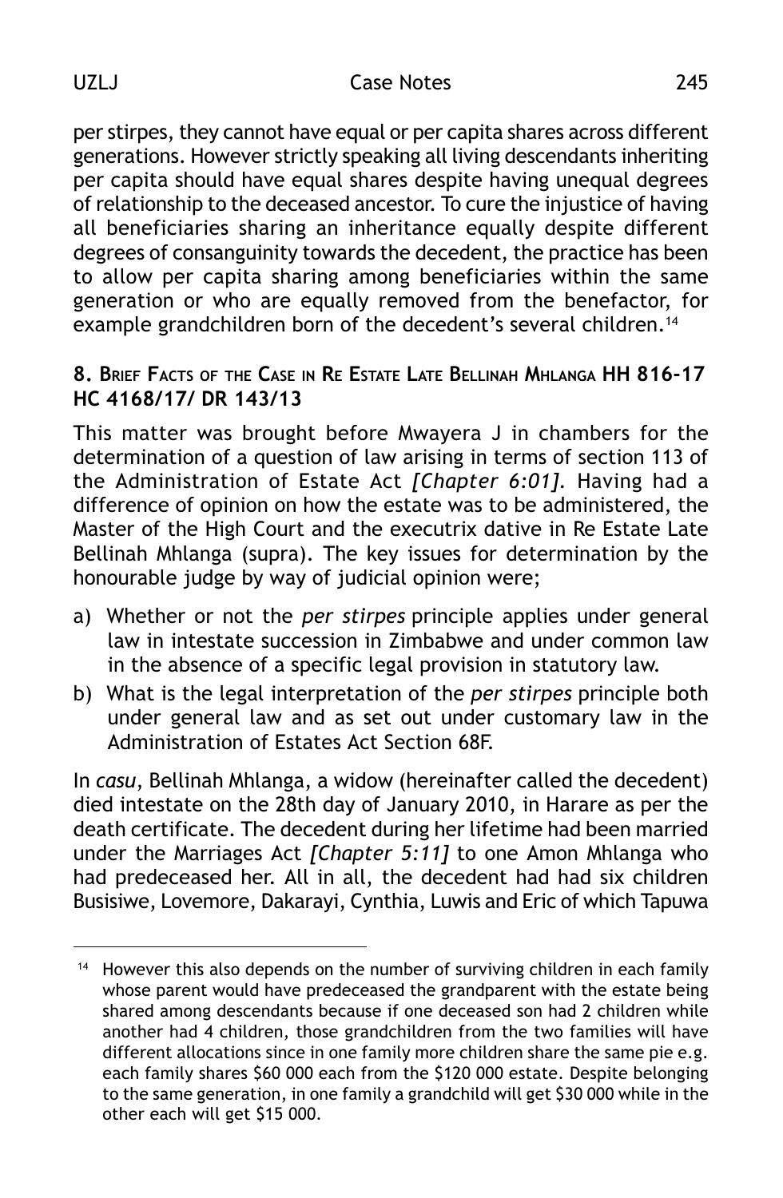per stirpes, they cannot have equal or per capita shares across different generations. However strictly speaking all living descendants inheriting per capita should have equal shares despite having unequal degrees of relationship to the deceased ancestor. To cure the injustice of having all beneficiaries sharing an inheritance equally despite different degrees of consanguinity towards the decedent, the practice has been to allow per capita sharing among beneficiaries within the same generation or who are equally removed from the benefactor, for example grandchildren born of the decedent's several children.[14]

### 8. Brief Facts of the Case in Re Estate Late Bellinah Mhlanga HH 816-17 HC 4168/17/ DR 143/13

This matter was brought before Mwayera J in chambers for the determination of a question of law arising in terms of section 113 of the Administration of Estate Act *[Chapter 6:01]*. Having had a difference of opinion on how the estate was to be administered, the Master of the High Court and the executrix dative in Re Estate Late Bellinah Mhlanga (supra). The key issues for determination by the honourable judge by way of judicial opinion were;

a) Whether or not the *per stirpes* principle applies under general law in intestate succession in Zimbabwe and under common law in the absence of a specific legal provision in statutory law.
b) What is the legal interpretation of the *per stirpes* principle both under general law and as set out under customary law in the Administration of Estates Act Section 68F.

In *casu*, Bellinah Mhlanga, a widow (hereinafter called the decedent) died intestate on the 28th day of January 2010, in Harare as per the death certificate. The decedent during her lifetime had been married under the Marriages Act *[Chapter 5:11]* to one Amon Mhlanga who had predeceased her. All in all, the decedent had had six children Busisiwe, Lovemore, Dakarayi, Cynthia, Luwis and Eric of which Tapuwa

---

[14] However this also depends on the number of surviving children in each family whose parent would have predeceased the grandparent with the estate being shared among descendants because if one deceased son had 2 children while another had 4 children, those grandchildren from the two families will have different allocations since in one family more children share the same pie e.g. each family shares $60 000 each from the $120 000 estate. Despite belonging to the same generation, in one family a grandchild will get $30 000 while in the other each will get $15 000.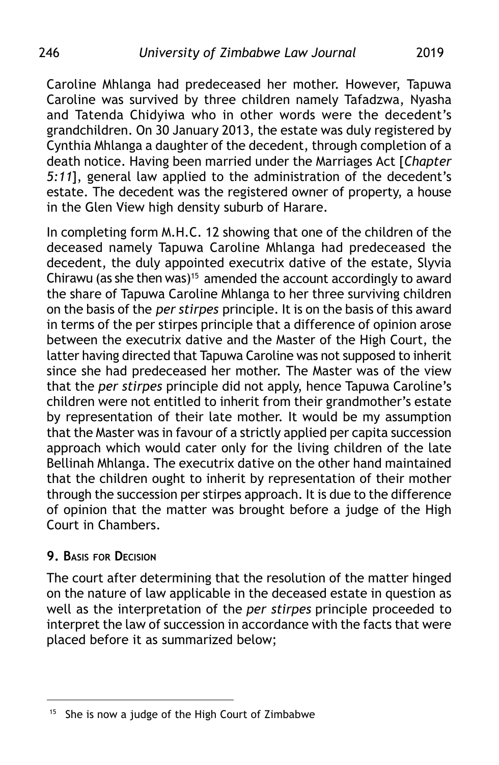Caroline Mhlanga had predeceased her mother. However, Tapuwa Caroline was survived by three children namely Tafadzwa, Nyasha and Tatenda Chidyiwa who in other words were the decedent's grandchildren. On 30 January 2013, the estate was duly registered by Cynthia Mhlanga a daughter of the decedent, through completion of a death notice. Having been married under the Marriages Act [*Chapter 5:11*], general law applied to the administration of the decedent's estate. The decedent was the registered owner of property, a house in the Glen View high density suburb of Harare.

In completing form M.H.C. 12 showing that one of the children of the deceased namely Tapuwa Caroline Mhlanga had predeceased the decedent, the duly appointed executrix dative of the estate, Slyvia Chirawu (as she then was)[15] amended the account accordingly to award the share of Tapuwa Caroline Mhlanga to her three surviving children on the basis of the *per stirpes* principle. It is on the basis of this award in terms of the per stirpes principle that a difference of opinion arose between the executrix dative and the Master of the High Court, the latter having directed that Tapuwa Caroline was not supposed to inherit since she had predeceased her mother. The Master was of the view that the *per stirpes* principle did not apply, hence Tapuwa Caroline's children were not entitled to inherit from their grandmother's estate by representation of their late mother. It would be my assumption that the Master was in favour of a strictly applied per capita succession approach which would cater only for the living children of the late Bellinah Mhlanga. The executrix dative on the other hand maintained that the children ought to inherit by representation of their mother through the succession per stirpes approach. It is due to the difference of opinion that the matter was brought before a judge of the High Court in Chambers.

## 9. Basis for Decision

The court after determining that the resolution of the matter hinged on the nature of law applicable in the deceased estate in question as well as the interpretation of the *per stirpes* principle proceeded to interpret the law of succession in accordance with the facts that were placed before it as summarized below;

---

[15] She is now a judge of the High Court of Zimbabwe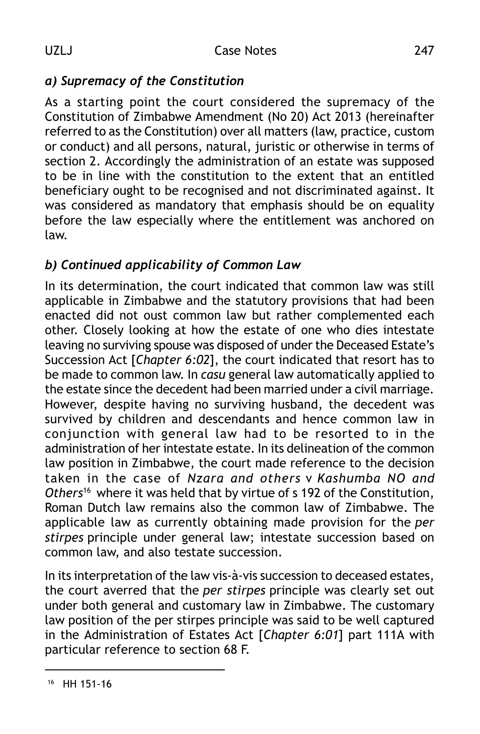### *a) Supremacy of the Constitution*

As a starting point the court considered the supremacy of the Constitution of Zimbabwe Amendment (No 20) Act 2013 (hereinafter referred to as the Constitution) over all matters (law, practice, custom or conduct) and all persons, natural, juristic or otherwise in terms of section 2. Accordingly the administration of an estate was supposed to be in line with the constitution to the extent that an entitled beneficiary ought to be recognised and not discriminated against. It was considered as mandatory that emphasis should be on equality before the law especially where the entitlement was anchored on law.

### *b) Continued applicability of Common Law*

In its determination, the court indicated that common law was still applicable in Zimbabwe and the statutory provisions that had been enacted did not oust common law but rather complemented each other. Closely looking at how the estate of one who dies intestate leaving no surviving spouse was disposed of under the Deceased Estate's Succession Act [*Chapter 6:02*], the court indicated that resort has to be made to common law. In *casu* general law automatically applied to the estate since the decedent had been married under a civil marriage. However, despite having no surviving husband, the decedent was survived by children and descendants and hence common law in conjunction with general law had to be resorted to in the administration of her intestate estate. In its delineation of the common law position in Zimbabwe, the court made reference to the decision taken in the case of *Nzara and others* v *Kashumba NO and Others*[16] where it was held that by virtue of s 192 of the Constitution, Roman Dutch law remains also the common law of Zimbabwe. The applicable law as currently obtaining made provision for the *per stirpes* principle under general law; intestate succession based on common law, and also testate succession.

In its interpretation of the law vis-à-vis succession to deceased estates, the court averred that the *per stirpes* principle was clearly set out under both general and customary law in Zimbabwe. The customary law position of the per stirpes principle was said to be well captured in the Administration of Estates Act [*Chapter 6:01*] part 111A with particular reference to section 68 F.

[16] HH 151-16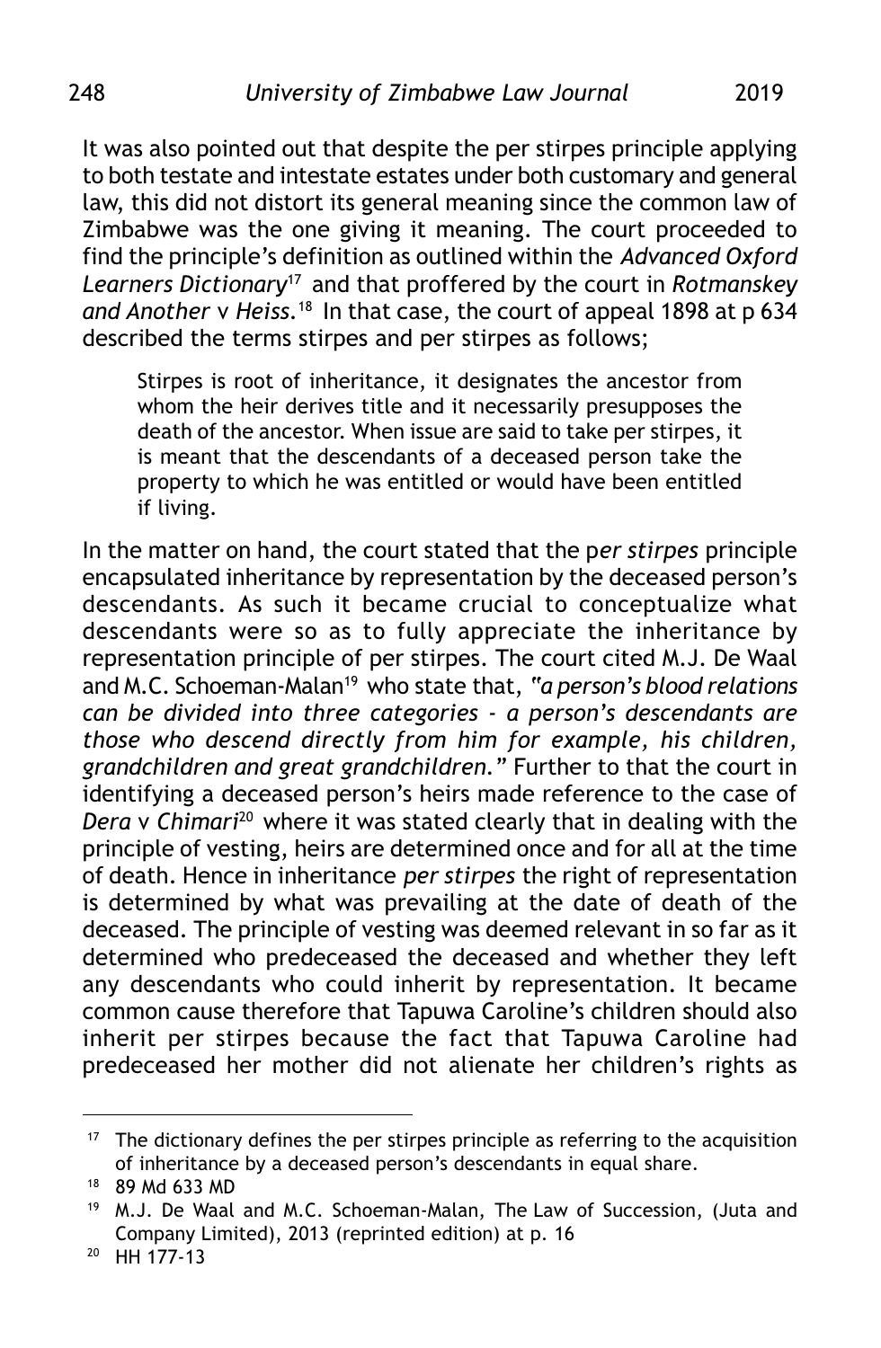It was also pointed out that despite the per stirpes principle applying to both testate and intestate estates under both customary and general law, this did not distort its general meaning since the common law of Zimbabwe was the one giving it meaning. The court proceeded to find the principle's definition as outlined within the *Advanced Oxford Learners Dictionary*[17] and that proffered by the court in *Rotmanskey and Another* v *Heiss*.[18] In that case, the court of appeal 1898 at p 634 described the terms stirpes and per stirpes as follows;

> Stirpes is root of inheritance, it designates the ancestor from whom the heir derives title and it necessarily presupposes the death of the ancestor. When issue are said to take per stirpes, it is meant that the descendants of a deceased person take the property to which he was entitled or would have been entitled if living.

In the matter on hand, the court stated that the p*er stirpes* principle encapsulated inheritance by representation by the deceased person's descendants. As such it became crucial to conceptualize what descendants were so as to fully appreciate the inheritance by representation principle of per stirpes. The court cited M.J. De Waal and M.C. Schoeman-Malan[19] who state that, *"a person's blood relations can be divided into three categories - a person's descendants are those who descend directly from him for example, his children, grandchildren and great grandchildren."* Further to that the court in identifying a deceased person's heirs made reference to the case of *Dera* v *Chimari*[20] where it was stated clearly that in dealing with the principle of vesting, heirs are determined once and for all at the time of death. Hence in inheritance *per stirpes* the right of representation is determined by what was prevailing at the date of death of the deceased. The principle of vesting was deemed relevant in so far as it determined who predeceased the deceased and whether they left any descendants who could inherit by representation. It became common cause therefore that Tapuwa Caroline's children should also inherit per stirpes because the fact that Tapuwa Caroline had predeceased her mother did not alienate her children's rights as

---

[17] The dictionary defines the per stirpes principle as referring to the acquisition of inheritance by a deceased person's descendants in equal share.

[18] 89 Md 633 MD

[19] M.J. De Waal and M.C. Schoeman-Malan, The Law of Succession, (Juta and Company Limited), 2013 (reprinted edition) at p. 16

[20] HH 177-13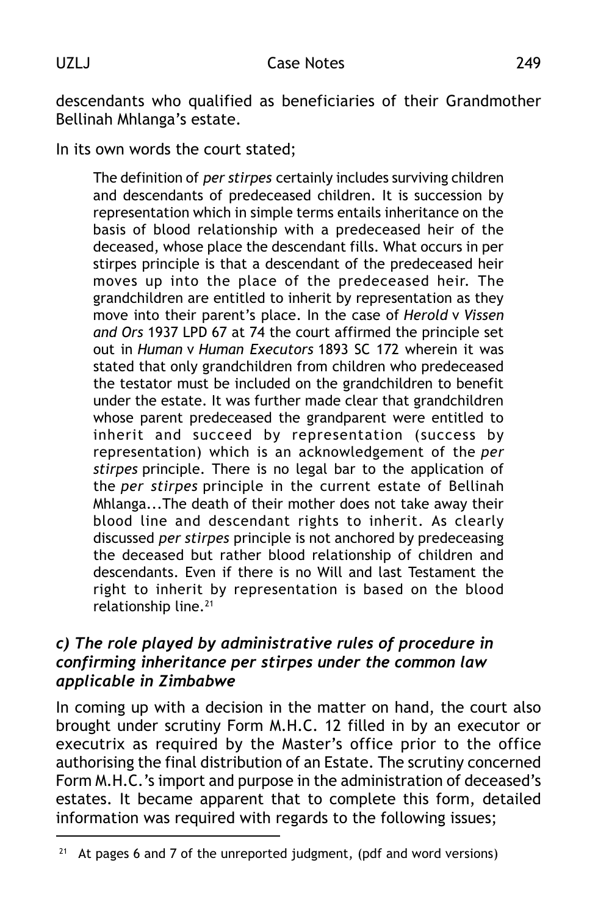descendants who qualified as beneficiaries of their Grandmother Bellinah Mhlanga's estate.

In its own words the court stated;

> The definition of *per stirpes* certainly includes surviving children and descendants of predeceased children. It is succession by representation which in simple terms entails inheritance on the basis of blood relationship with a predeceased heir of the deceased, whose place the descendant fills. What occurs in per stirpes principle is that a descendant of the predeceased heir moves up into the place of the predeceased heir. The grandchildren are entitled to inherit by representation as they move into their parent's place. In the case of *Herold* v *Vissen and Ors* 1937 LPD 67 at 74 the court affirmed the principle set out in *Human* v *Human Executors* 1893 SC 172 wherein it was stated that only grandchildren from children who predeceased the testator must be included on the grandchildren to benefit under the estate. It was further made clear that grandchildren whose parent predeceased the grandparent were entitled to inherit and succeed by representation (success by representation) which is an acknowledgement of the *per stirpes* principle. There is no legal bar to the application of the *per stirpes* principle in the current estate of Bellinah Mhlanga...The death of their mother does not take away their blood line and descendant rights to inherit. As clearly discussed *per stirpes* principle is not anchored by predeceasing the deceased but rather blood relationship of children and descendants. Even if there is no Will and last Testament the right to inherit by representation is based on the blood relationship line.[21]

### *c) The role played by administrative rules of procedure in confirming inheritance per stirpes under the common law applicable in Zimbabwe*

In coming up with a decision in the matter on hand, the court also brought under scrutiny Form M.H.C. 12 filled in by an executor or executrix as required by the Master's office prior to the office authorising the final distribution of an Estate. The scrutiny concerned Form M.H.C.'s import and purpose in the administration of deceased's estates. It became apparent that to complete this form, detailed information was required with regards to the following issues;

---

[21] At pages 6 and 7 of the unreported judgment, (pdf and word versions)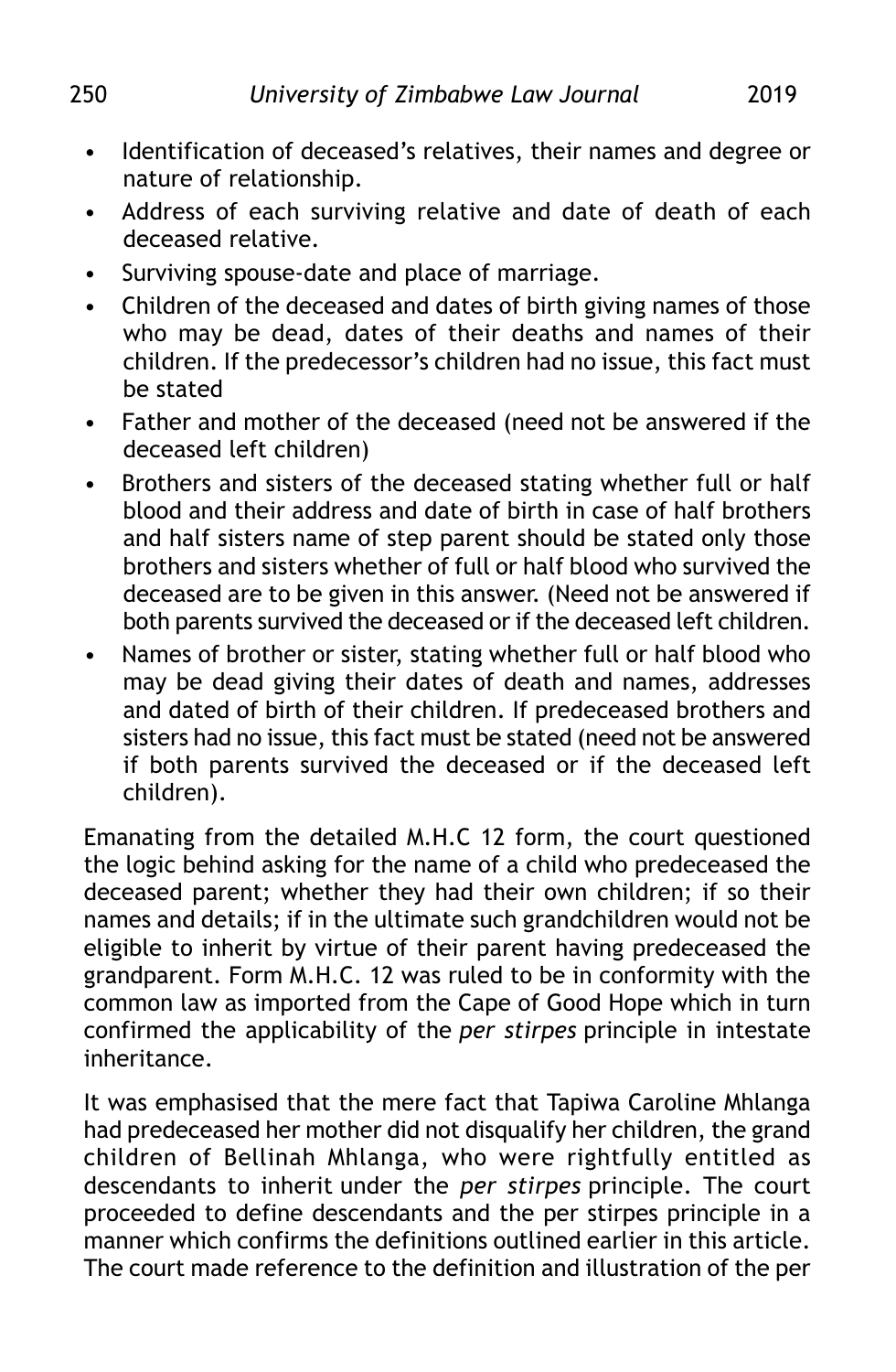- Identification of deceased's relatives, their names and degree or nature of relationship.
- Address of each surviving relative and date of death of each deceased relative.
- Surviving spouse-date and place of marriage.
- Children of the deceased and dates of birth giving names of those who may be dead, dates of their deaths and names of their children. If the predecessor's children had no issue, this fact must be stated
- Father and mother of the deceased (need not be answered if the deceased left children)
- Brothers and sisters of the deceased stating whether full or half blood and their address and date of birth in case of half brothers and half sisters name of step parent should be stated only those brothers and sisters whether of full or half blood who survived the deceased are to be given in this answer. (Need not be answered if both parents survived the deceased or if the deceased left children.
- Names of brother or sister, stating whether full or half blood who may be dead giving their dates of death and names, addresses and dated of birth of their children. If predeceased brothers and sisters had no issue, this fact must be stated (need not be answered if both parents survived the deceased or if the deceased left children).

Emanating from the detailed M.H.C 12 form, the court questioned the logic behind asking for the name of a child who predeceased the deceased parent; whether they had their own children; if so their names and details; if in the ultimate such grandchildren would not be eligible to inherit by virtue of their parent having predeceased the grandparent. Form M.H.C. 12 was ruled to be in conformity with the common law as imported from the Cape of Good Hope which in turn confirmed the applicability of the *per stirpes* principle in intestate inheritance.

It was emphasised that the mere fact that Tapiwa Caroline Mhlanga had predeceased her mother did not disqualify her children, the grand children of Bellinah Mhlanga, who were rightfully entitled as descendants to inherit under the *per stirpes* principle. The court proceeded to define descendants and the per stirpes principle in a manner which confirms the definitions outlined earlier in this article. The court made reference to the definition and illustration of the per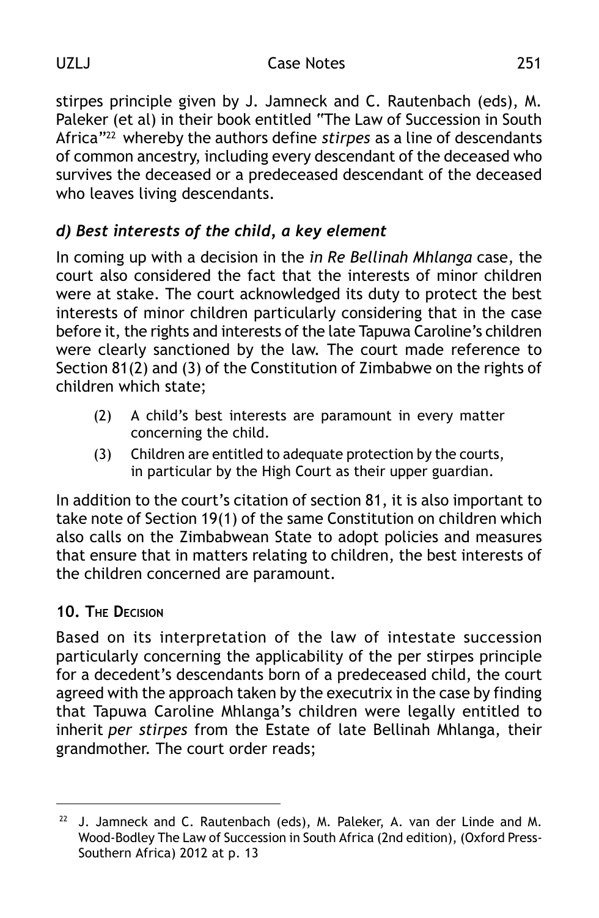stirpes principle given by J. Jamneck and C. Rautenbach (eds), M. Paleker (et al) in their book entitled "The Law of Succession in South Africa"[22] whereby the authors define *stirpes* as a line of descendants of common ancestry, including every descendant of the deceased who survives the deceased or a predeceased descendant of the deceased who leaves living descendants.

### *d) Best interests of the child, a key element*

In coming up with a decision in the *in Re Bellinah Mhlanga* case, the court also considered the fact that the interests of minor children were at stake. The court acknowledged its duty to protect the best interests of minor children particularly considering that in the case before it, the rights and interests of the late Tapuwa Caroline's children were clearly sanctioned by the law. The court made reference to Section 81(2) and (3) of the Constitution of Zimbabwe on the rights of children which state;

> (2) A child's best interests are paramount in every matter concerning the child.
>
> (3) Children are entitled to adequate protection by the courts, in particular by the High Court as their upper guardian.

In addition to the court's citation of section 81, it is also important to take note of Section 19(1) of the same Constitution on children which also calls on the Zimbabwean State to adopt policies and measures that ensure that in matters relating to children, the best interests of the children concerned are paramount.

## 10. The Decision

Based on its interpretation of the law of intestate succession particularly concerning the applicability of the per stirpes principle for a decedent's descendants born of a predeceased child, the court agreed with the approach taken by the executrix in the case by finding that Tapuwa Caroline Mhlanga's children were legally entitled to inherit *per stirpes* from the Estate of late Bellinah Mhlanga, their grandmother. The court order reads;

---

[22] J. Jamneck and C. Rautenbach (eds), M. Paleker, A. van der Linde and M. Wood-Bodley The Law of Succession in South Africa (2nd edition), (Oxford Press-Southern Africa) 2012 at p. 13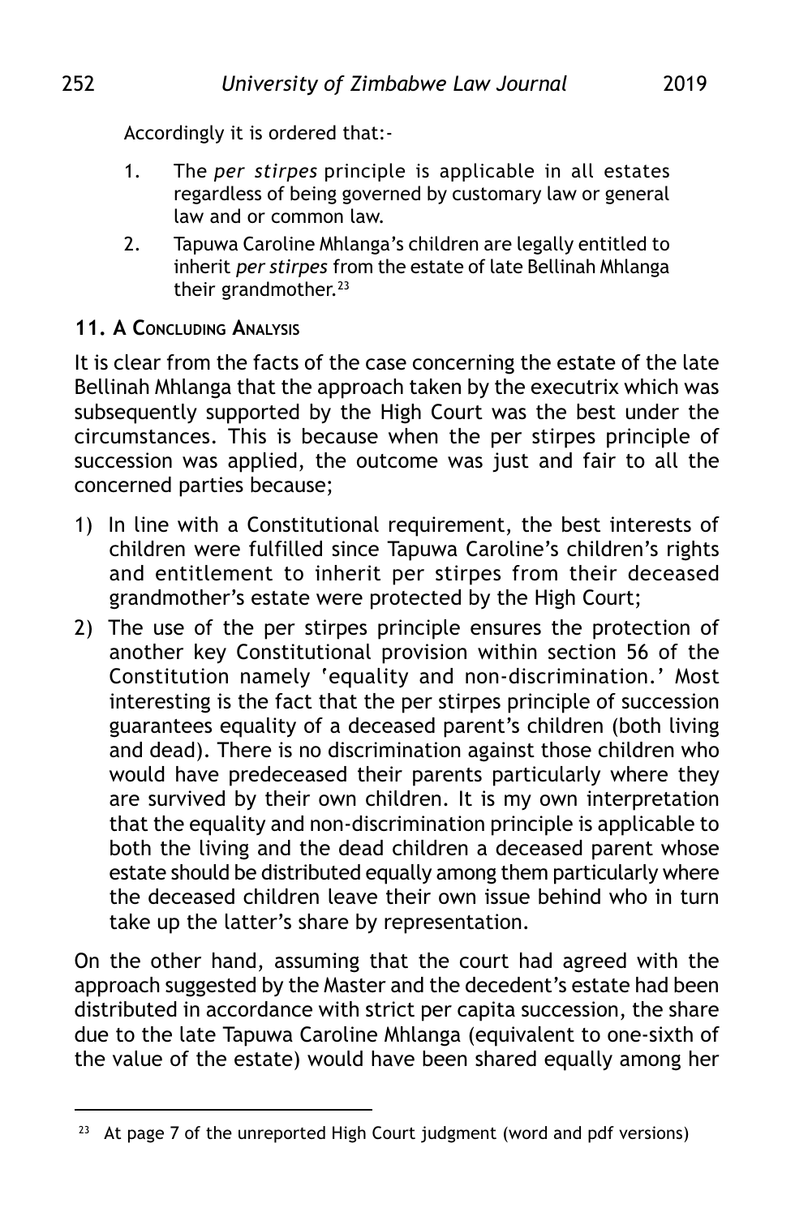Accordingly it is ordered that:-

1. The *per stirpes* principle is applicable in all estates regardless of being governed by customary law or general law and or common law.
2. Tapuwa Caroline Mhlanga's children are legally entitled to inherit *per stirpes* from the estate of late Bellinah Mhlanga their grandmother.[23]

## 11. A Concluding Analysis

It is clear from the facts of the case concerning the estate of the late Bellinah Mhlanga that the approach taken by the executrix which was subsequently supported by the High Court was the best under the circumstances. This is because when the per stirpes principle of succession was applied, the outcome was just and fair to all the concerned parties because;

1) In line with a Constitutional requirement, the best interests of children were fulfilled since Tapuwa Caroline's children's rights and entitlement to inherit per stirpes from their deceased grandmother's estate were protected by the High Court;
2) The use of the per stirpes principle ensures the protection of another key Constitutional provision within section 56 of the Constitution namely 'equality and non-discrimination.' Most interesting is the fact that the per stirpes principle of succession guarantees equality of a deceased parent's children (both living and dead). There is no discrimination against those children who would have predeceased their parents particularly where they are survived by their own children. It is my own interpretation that the equality and non-discrimination principle is applicable to both the living and the dead children a deceased parent whose estate should be distributed equally among them particularly where the deceased children leave their own issue behind who in turn take up the latter's share by representation.

On the other hand, assuming that the court had agreed with the approach suggested by the Master and the decedent's estate had been distributed in accordance with strict per capita succession, the share due to the late Tapuwa Caroline Mhlanga (equivalent to one-sixth of the value of the estate) would have been shared equally among her

[23] At page 7 of the unreported High Court judgment (word and pdf versions)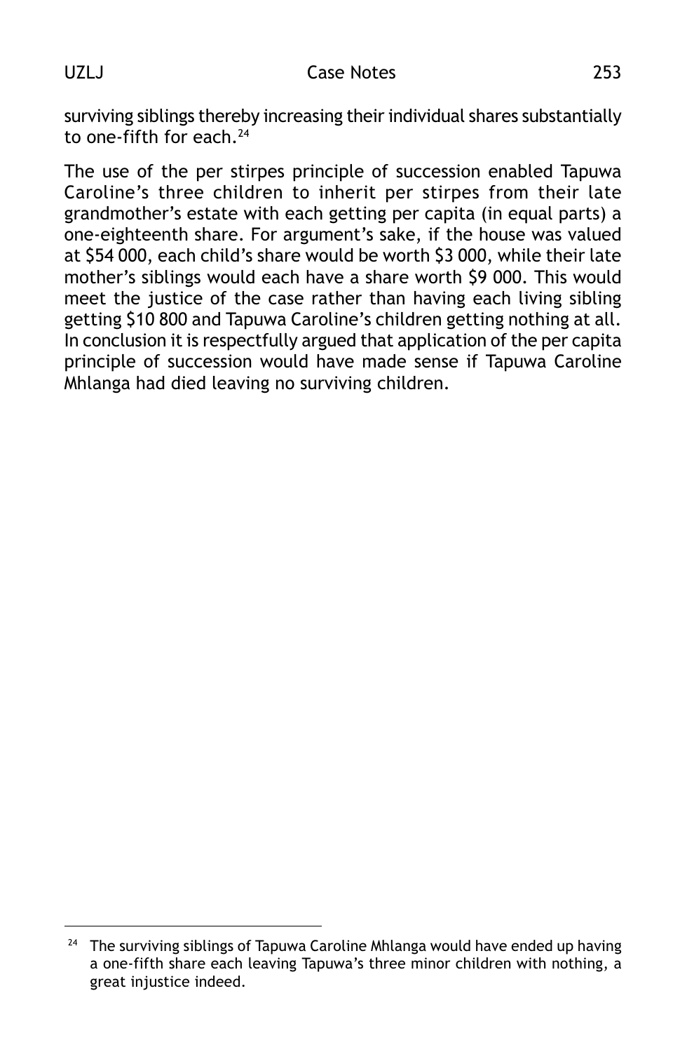surviving siblings thereby increasing their individual shares substantially to one-fifth for each.[24]

The use of the per stirpes principle of succession enabled Tapuwa Caroline's three children to inherit per stirpes from their late grandmother's estate with each getting per capita (in equal parts) a one-eighteenth share. For argument's sake, if the house was valued at \$54 000, each child's share would be worth \$3 000, while their late mother's siblings would each have a share worth \$9 000. This would meet the justice of the case rather than having each living sibling getting \$10 800 and Tapuwa Caroline's children getting nothing at all. In conclusion it is respectfully argued that application of the per capita principle of succession would have made sense if Tapuwa Caroline Mhlanga had died leaving no surviving children.

---

[24] The surviving siblings of Tapuwa Caroline Mhlanga would have ended up having a one-fifth share each leaving Tapuwa's three minor children with nothing, a great injustice indeed.